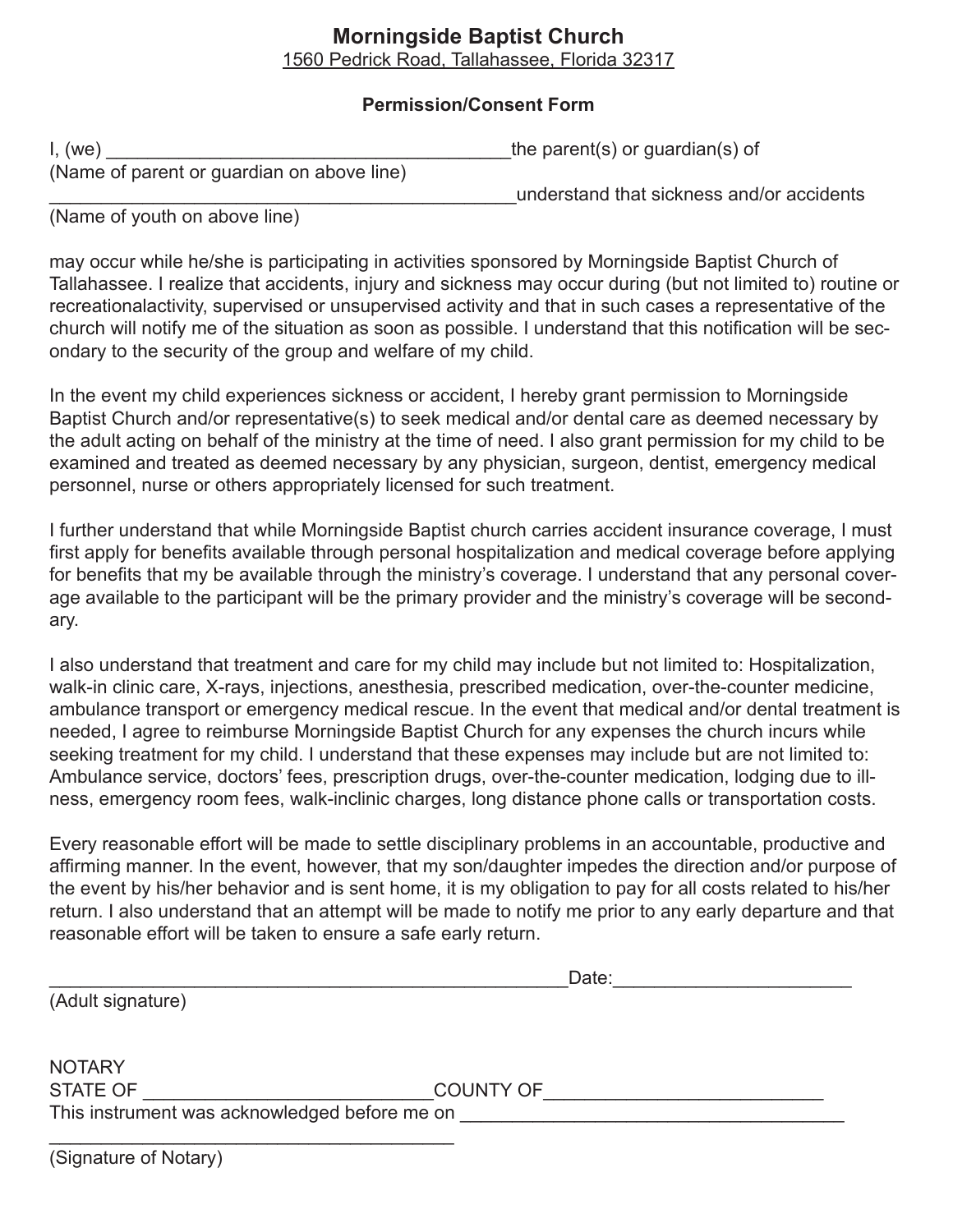# Morningside Baptist Church

1560 Pedrick Road, Tallahassee, Florida 32317

## Permission/Consent Form

I, (we) _____________________________________the parent(s) or guardian(s) of
(Name of parent or guardian on above line)
___________________________________________understand that sickness and/or accidents
(Name of youth on above line)

may occur while he/she is participating in activities sponsored by Morningside Baptist Church of Tallahassee. I realize that accidents, injury and sickness may occur during (but not limited to) routine or recreationalactivity, supervised or unsupervised activity and that in such cases a representative of the church will notify me of the situation as soon as possible. I understand that this notification will be secondary to the security of the group and welfare of my child.

In the event my child experiences sickness or accident, I hereby grant permission to Morningside Baptist Church and/or representative(s) to seek medical and/or dental care as deemed necessary by the adult acting on behalf of the ministry at the time of need. I also grant permission for my child to be examined and treated as deemed necessary by any physician, surgeon, dentist, emergency medical personnel, nurse or others appropriately licensed for such treatment.

I further understand that while Morningside Baptist church carries accident insurance coverage, I must first apply for benefits available through personal hospitalization and medical coverage before applying for benefits that my be available through the ministry's coverage. I understand that any personal coverage available to the participant will be the primary provider and the ministry's coverage will be secondary.

I also understand that treatment and care for my child may include but not limited to: Hospitalization, walk-in clinic care, X-rays, injections, anesthesia, prescribed medication, over-the-counter medicine, ambulance transport or emergency medical rescue. In the event that medical and/or dental treatment is needed, I agree to reimburse Morningside Baptist Church for any expenses the church incurs while seeking treatment for my child. I understand that these expenses may include but are not limited to: Ambulance service, doctors' fees, prescription drugs, over-the-counter medication, lodging due to illness, emergency room fees, walk-inclinic charges, long distance phone calls or transportation costs.

Every reasonable effort will be made to settle disciplinary problems in an accountable, productive and affirming manner. In the event, however, that my son/daughter impedes the direction and/or purpose of the event by his/her behavior and is sent home, it is my obligation to pay for all costs related to his/her return. I also understand that an attempt will be made to notify me prior to any early departure and that reasonable effort will be taken to ensure a safe early return.

_______________________________________________Date:______________________
(Adult signature)

NOTARY
STATE OF ___________________________COUNTY OF__________________________
This instrument was acknowledged before me on ____________________________________

______________________________________
(Signature of Notary)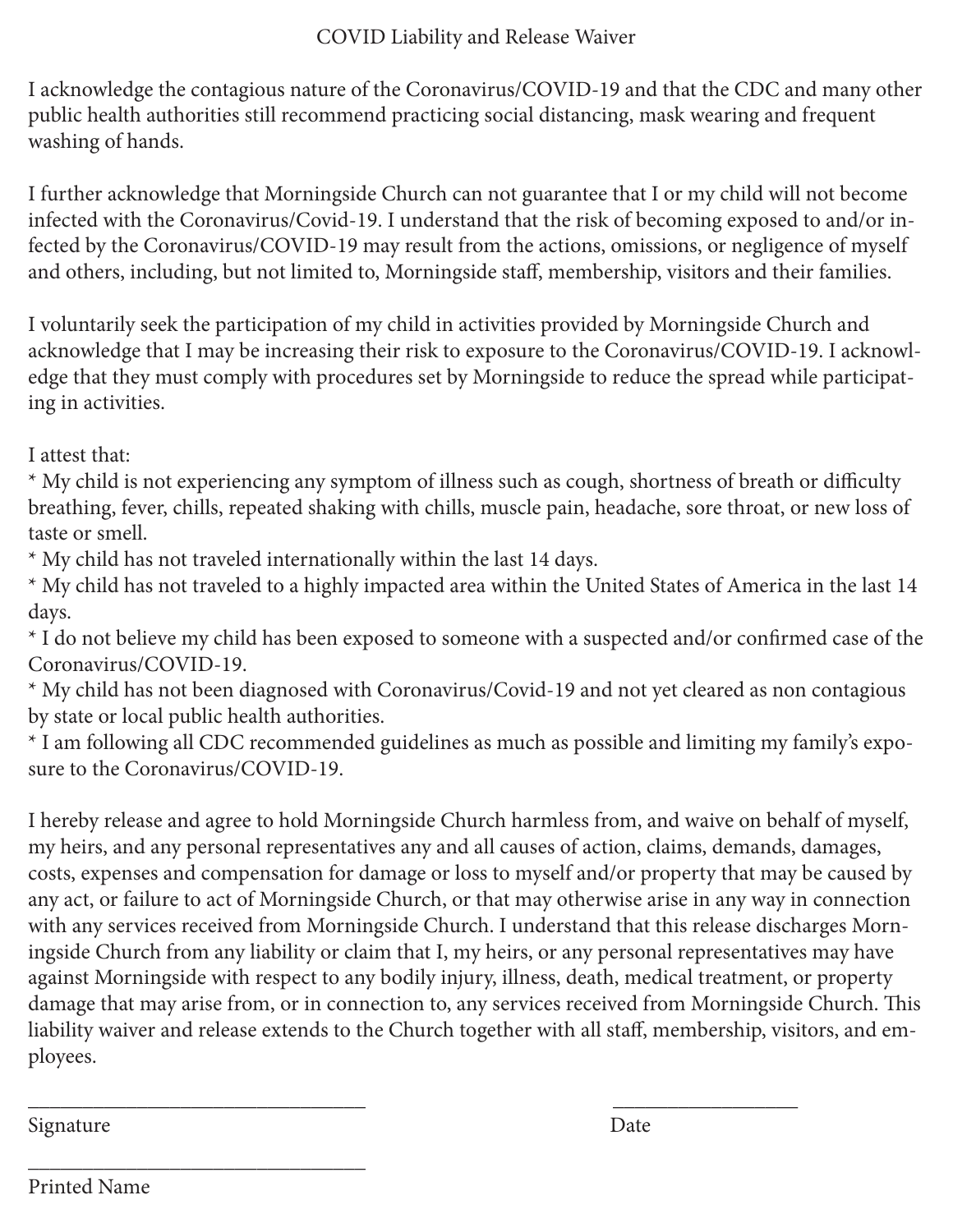# COVID Liability and Release Waiver

I acknowledge the contagious nature of the Coronavirus/COVID-19 and that the CDC and many other public health authorities still recommend practicing social distancing, mask wearing and frequent washing of hands.

I further acknowledge that Morningside Church can not guarantee that I or my child will not become infected with the Coronavirus/Covid-19. I understand that the risk of becoming exposed to and/or infected by the Coronavirus/COVID-19 may result from the actions, omissions, or negligence of myself and others, including, but not limited to, Morningside staff, membership, visitors and their families.

I voluntarily seek the participation of my child in activities provided by Morningside Church and acknowledge that I may be increasing their risk to exposure to the Coronavirus/COVID-19. I acknowledge that they must comply with procedures set by Morningside to reduce the spread while participating in activities.

I attest that:
* My child is not experiencing any symptom of illness such as cough, shortness of breath or difficulty breathing, fever, chills, repeated shaking with chills, muscle pain, headache, sore throat, or new loss of taste or smell.
* My child has not traveled internationally within the last 14 days.
* My child has not traveled to a highly impacted area within the United States of America in the last 14 days.
* I do not believe my child has been exposed to someone with a suspected and/or confirmed case of the Coronavirus/COVID-19.
* My child has not been diagnosed with Coronavirus/Covid-19 and not yet cleared as non contagious by state or local public health authorities.
* I am following all CDC recommended guidelines as much as possible and limiting my family's exposure to the Coronavirus/COVID-19.

I hereby release and agree to hold Morningside Church harmless from, and waive on behalf of myself, my heirs, and any personal representatives any and all causes of action, claims, demands, damages, costs, expenses and compensation for damage or loss to myself and/or property that may be caused by any act, or failure to act of Morningside Church, or that may otherwise arise in any way in connection with any services received from Morningside Church. I understand that this release discharges Morningside Church from any liability or claim that I, my heirs, or any personal representatives may have against Morningside with respect to any bodily injury, illness, death, medical treatment, or property damage that may arise from, or in connection to, any services received from Morningside Church. This liability waiver and release extends to the Church together with all staff, membership, visitors, and employees.

_________________________________ __________________

Signature Date

_________________________________

Printed Name